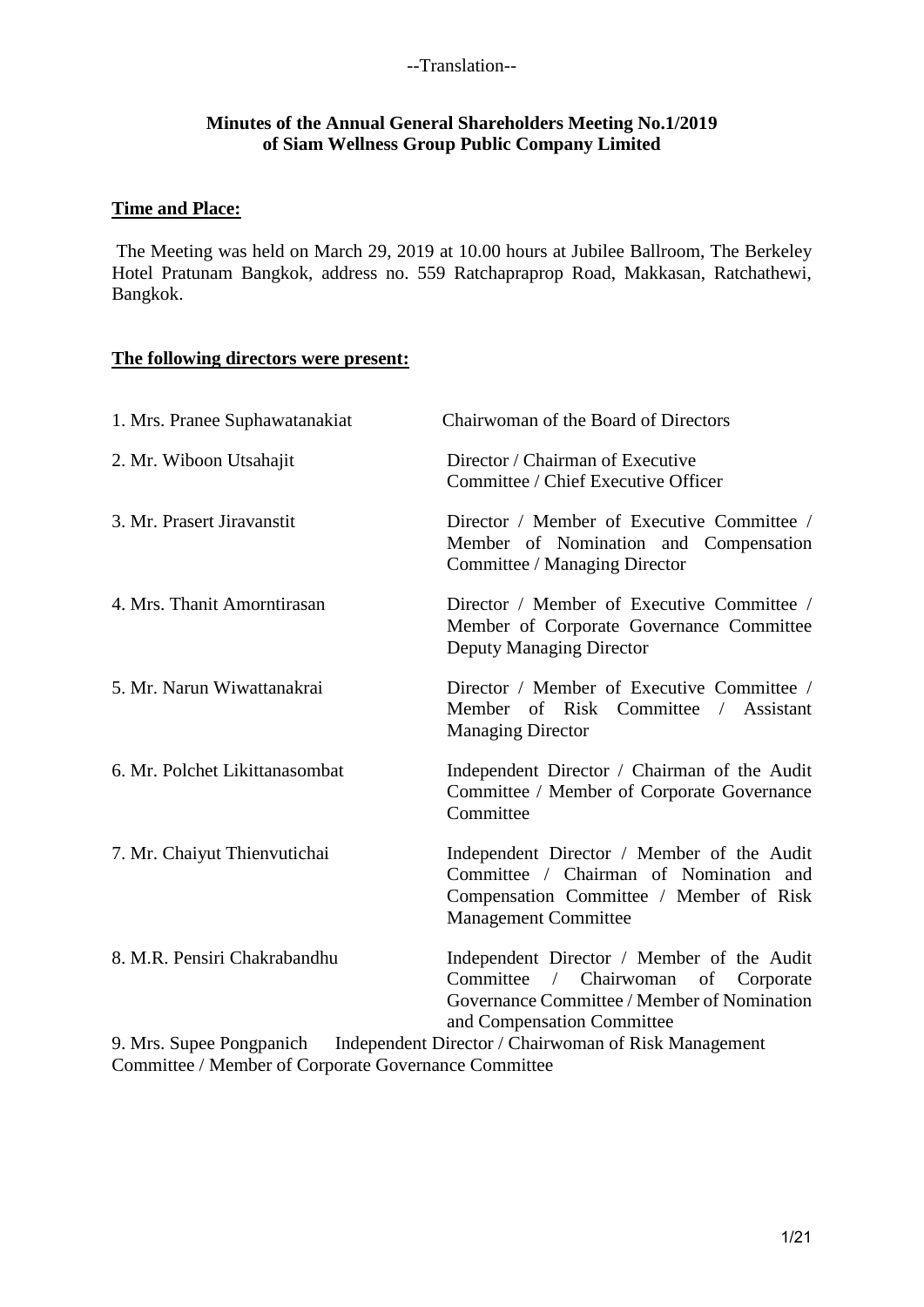--Translation--

**Minutes of the Annual General Shareholders Meeting No.1/2019**
**of Siam Wellness Group Public Company Limited**

**Time and Place:**

The Meeting was held on March 29, 2019 at 10.00 hours at Jubilee Ballroom, The Berkeley Hotel Pratunam Bangkok, address no. 559 Ratchapraprop Road, Makkasan, Ratchathewi, Bangkok.

**The following directors were present:**

1. Mrs. Pranee Suphawatanakiat — Chairwoman of the Board of Directors
2. Mr. Wiboon Utsahajit — Director / Chairman of Executive Committee / Chief Executive Officer
3. Mr. Prasert Jiravanstit — Director / Member of Executive Committee / Member of Nomination and Compensation Committee / Managing Director
4. Mrs. Thanit Amorntirasan — Director / Member of Executive Committee / Member of Corporate Governance Committee Deputy Managing Director
5. Mr. Narun Wiwattanakrai — Director / Member of Executive Committee / Member of Risk Committee / Assistant Managing Director
6. Mr. Polchet Likittanasombat — Independent Director / Chairman of the Audit Committee / Member of Corporate Governance Committee
7. Mr. Chaiyut Thienvutichai — Independent Director / Member of the Audit Committee / Chairman of Nomination and Compensation Committee / Member of Risk Management Committee
8. M.R. Pensiri Chakrabandhu — Independent Director / Member of the Audit Committee / Chairwoman of Corporate Governance Committee / Member of Nomination and Compensation Committee
9. Mrs. Supee Pongpanich — Independent Director / Chairwoman of Risk Management Committee / Member of Corporate Governance Committee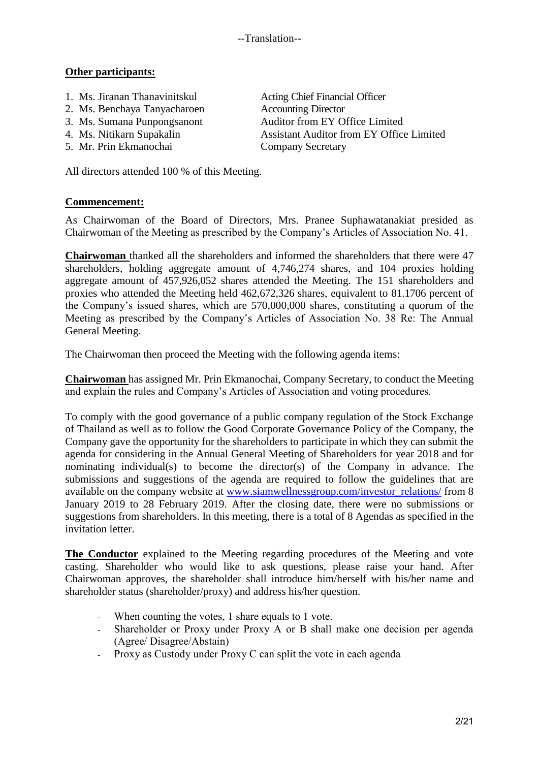--Translation--

**Other participants:**

1. Ms. Jiranan Thanavinitskul — Acting Chief Financial Officer
2. Ms. Benchaya Tanyacharoen — Accounting Director
3. Ms. Sumana Punpongsanont — Auditor from EY Office Limited
4. Ms. Nitikarn Supakalin — Assistant Auditor from EY Office Limited
5. Mr. Prin Ekmanochai — Company Secretary

All directors attended 100 % of this Meeting.

**Commencement:**

As Chairwoman of the Board of Directors, Mrs. Pranee Suphawatanakiat presided as Chairwoman of the Meeting as prescribed by the Company's Articles of Association No. 41.

**Chairwoman** thanked all the shareholders and informed the shareholders that there were 47 shareholders, holding aggregate amount of 4,746,274 shares, and 104 proxies holding aggregate amount of 457,926,052 shares attended the Meeting. The 151 shareholders and proxies who attended the Meeting held 462,672,326 shares, equivalent to 81.1706 percent of the Company's issued shares, which are 570,000,000 shares, constituting a quorum of the Meeting as prescribed by the Company's Articles of Association No. 38 Re: The Annual General Meeting.

The Chairwoman then proceed the Meeting with the following agenda items:

**Chairwoman** has assigned Mr. Prin Ekmanochai, Company Secretary, to conduct the Meeting and explain the rules and Company's Articles of Association and voting procedures.

To comply with the good governance of a public company regulation of the Stock Exchange of Thailand as well as to follow the Good Corporate Governance Policy of the Company, the Company gave the opportunity for the shareholders to participate in which they can submit the agenda for considering in the Annual General Meeting of Shareholders for year 2018 and for nominating individual(s) to become the director(s) of the Company in advance. The submissions and suggestions of the agenda are required to follow the guidelines that are available on the company website at www.siamwellnessgroup.com/investor_relations/ from 8 January 2019 to 28 February 2019. After the closing date, there were no submissions or suggestions from shareholders. In this meeting, there is a total of 8 Agendas as specified in the invitation letter.

**The Conductor** explained to the Meeting regarding procedures of the Meeting and vote casting. Shareholder who would like to ask questions, please raise your hand. After Chairwoman approves, the shareholder shall introduce him/herself with his/her name and shareholder status (shareholder/proxy) and address his/her question.

- When counting the votes, 1 share equals to 1 vote.
- Shareholder or Proxy under Proxy A or B shall make one decision per agenda (Agree/ Disagree/Abstain)
- Proxy as Custody under Proxy C can split the vote in each agenda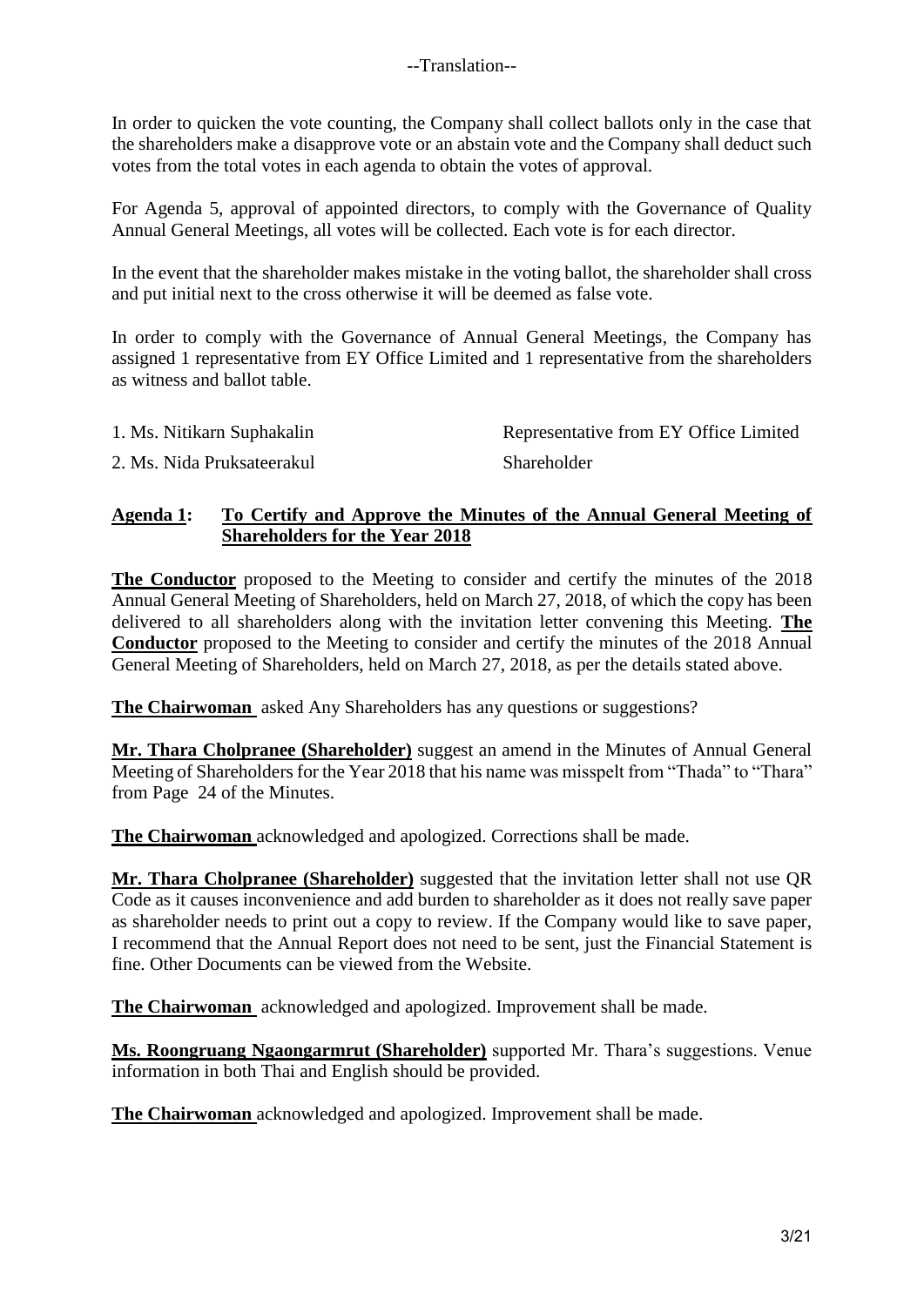--Translation--

In order to quicken the vote counting, the Company shall collect ballots only in the case that the shareholders make a disapprove vote or an abstain vote and the Company shall deduct such votes from the total votes in each agenda to obtain the votes of approval.

For Agenda 5, approval of appointed directors, to comply with the Governance of Quality Annual General Meetings, all votes will be collected. Each vote is for each director.

In the event that the shareholder makes mistake in the voting ballot, the shareholder shall cross and put initial next to the cross otherwise it will be deemed as false vote.

In order to comply with the Governance of Annual General Meetings, the Company has assigned 1 representative from EY Office Limited and 1 representative from the shareholders as witness and ballot table.

| | |
|---|---|
| 1. Ms. Nitikarn Suphakalin | Representative from EY Office Limited |
| 2. Ms. Nida Pruksateerakul | Shareholder |

## Agenda 1: To Certify and Approve the Minutes of the Annual General Meeting of Shareholders for the Year 2018

**The Conductor** proposed to the Meeting to consider and certify the minutes of the 2018 Annual General Meeting of Shareholders, held on March 27, 2018, of which the copy has been delivered to all shareholders along with the invitation letter convening this Meeting. **The Conductor** proposed to the Meeting to consider and certify the minutes of the 2018 Annual General Meeting of Shareholders, held on March 27, 2018, as per the details stated above.

**The Chairwoman** asked Any Shareholders has any questions or suggestions?

**Mr. Thara Cholpranee (Shareholder)** suggest an amend in the Minutes of Annual General Meeting of Shareholders for the Year 2018 that his name was misspelt from "Thada" to "Thara" from Page 24 of the Minutes.

**The Chairwoman** acknowledged and apologized. Corrections shall be made.

**Mr. Thara Cholpranee (Shareholder)** suggested that the invitation letter shall not use QR Code as it causes inconvenience and add burden to shareholder as it does not really save paper as shareholder needs to print out a copy to review. If the Company would like to save paper, I recommend that the Annual Report does not need to be sent, just the Financial Statement is fine. Other Documents can be viewed from the Website.

**The Chairwoman** acknowledged and apologized. Improvement shall be made.

**Ms. Roongruang Ngaongarmrut (Shareholder)** supported Mr. Thara's suggestions. Venue information in both Thai and English should be provided.

**The Chairwoman** acknowledged and apologized. Improvement shall be made.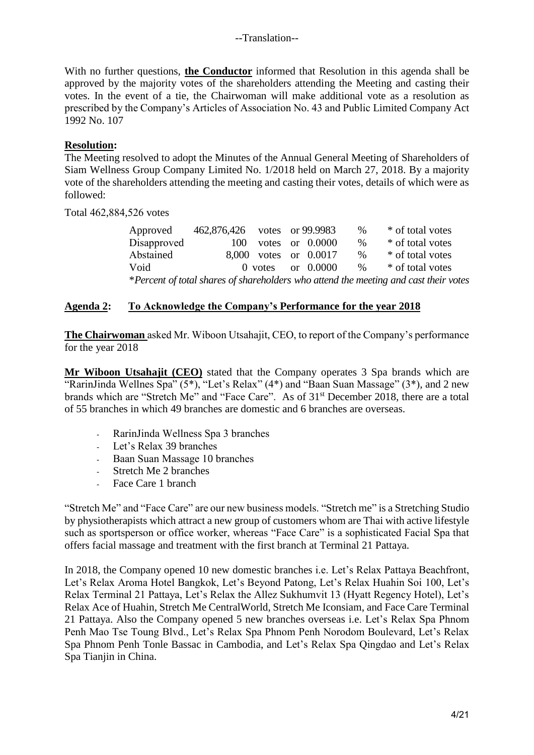--Translation--

With no further questions, **the Conductor** informed that Resolution in this agenda shall be approved by the majority votes of the shareholders attending the Meeting and casting their votes. In the event of a tie, the Chairwoman will make additional vote as a resolution as prescribed by the Company's Articles of Association No. 43 and Public Limited Company Act 1992 No. 107

**Resolution:**

The Meeting resolved to adopt the Minutes of the Annual General Meeting of Shareholders of Siam Wellness Group Company Limited No. 1/2018 held on March 27, 2018. By a majority vote of the shareholders attending the meeting and casting their votes, details of which were as followed:

Total 462,884,526 votes

| | | | | |
|---|---|---|---|---|
| Approved | 462,876,426 votes | or 99.9983 | % | * of total votes |
| Disapproved | 100 votes | or 0.0000 | % | * of total votes |
| Abstained | 8,000 votes | or 0.0017 | % | * of total votes |
| Void | 0 votes | or 0.0000 | % | * of total votes |

*\*Percent of total shares of shareholders who attend the meeting and cast their votes*

## Agenda 2: To Acknowledge the Company's Performance for the year 2018

**The Chairwoman** asked Mr. Wiboon Utsahajit, CEO, to report of the Company's performance for the year 2018

**Mr Wiboon Utsahajit (CEO)** stated that the Company operates 3 Spa brands which are "RarinJinda Wellnes Spa" (5*), "Let's Relax" (4*) and "Baan Suan Massage" (3*), and 2 new brands which are "Stretch Me" and "Face Care". As of 31st December 2018, there are a total of 55 branches in which 49 branches are domestic and 6 branches are overseas.

- RarinJinda Wellness Spa 3 branches
- Let's Relax 39 branches
- Baan Suan Massage 10 branches
- Stretch Me 2 branches
- Face Care 1 branch

"Stretch Me" and "Face Care" are our new business models. "Stretch me" is a Stretching Studio by physiotherapists which attract a new group of customers whom are Thai with active lifestyle such as sportsperson or office worker, whereas "Face Care" is a sophisticated Facial Spa that offers facial massage and treatment with the first branch at Terminal 21 Pattaya.

In 2018, the Company opened 10 new domestic branches i.e. Let's Relax Pattaya Beachfront, Let's Relax Aroma Hotel Bangkok, Let's Beyond Patong, Let's Relax Huahin Soi 100, Let's Relax Terminal 21 Pattaya, Let's Relax the Allez Sukhumvit 13 (Hyatt Regency Hotel), Let's Relax Ace of Huahin, Stretch Me CentralWorld, Stretch Me Iconsiam, and Face Care Terminal 21 Pattaya. Also the Company opened 5 new branches overseas i.e. Let's Relax Spa Phnom Penh Mao Tse Toung Blvd., Let's Relax Spa Phnom Penh Norodom Boulevard, Let's Relax Spa Phnom Penh Tonle Bassac in Cambodia, and Let's Relax Spa Qingdao and Let's Relax Spa Tianjin in China.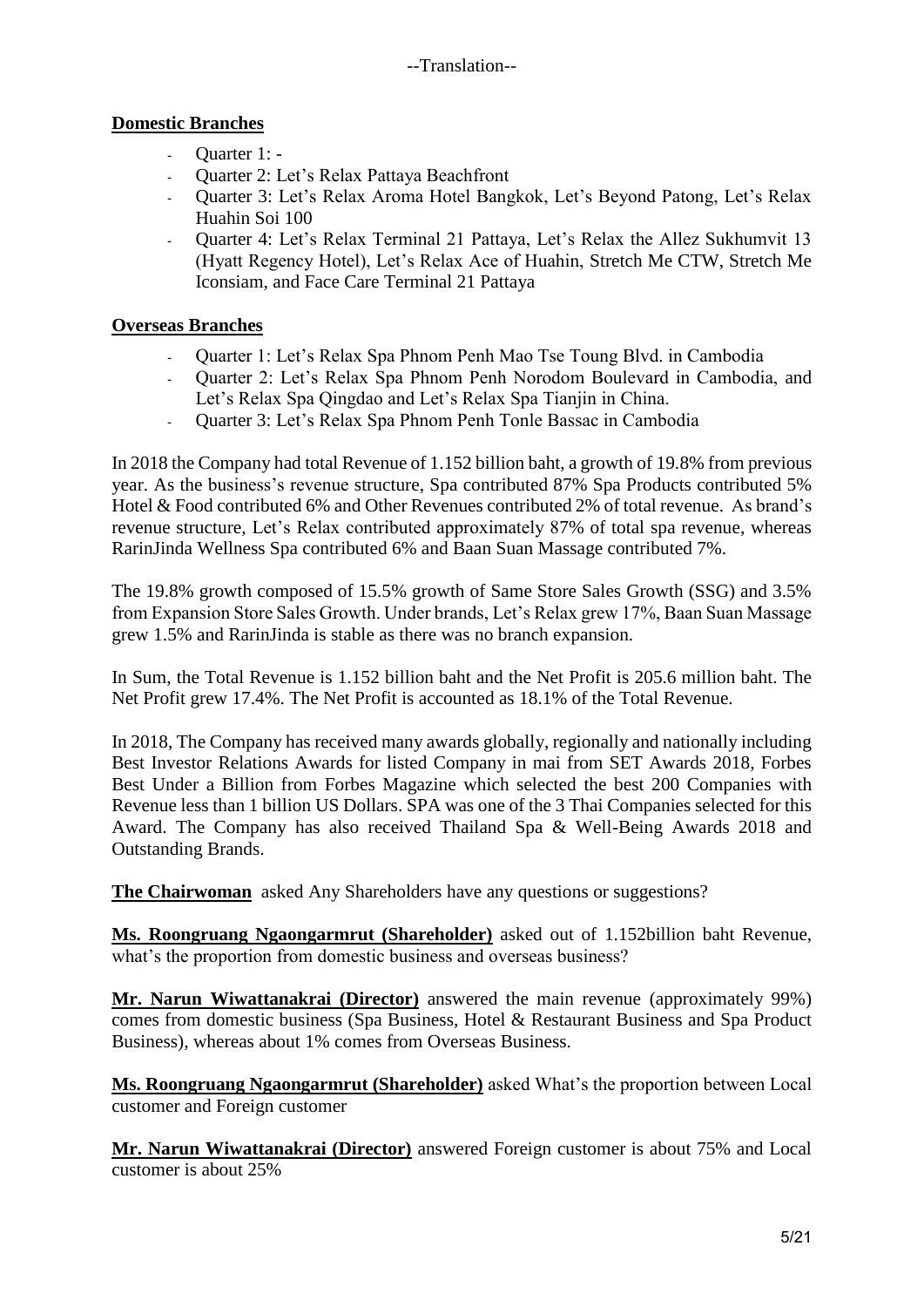--Translation--

**Domestic Branches**

- Quarter 1: -
- Quarter 2: Let's Relax Pattaya Beachfront
- Quarter 3: Let's Relax Aroma Hotel Bangkok, Let's Beyond Patong, Let's Relax Huahin Soi 100
- Quarter 4: Let's Relax Terminal 21 Pattaya, Let's Relax the Allez Sukhumvit 13 (Hyatt Regency Hotel), Let's Relax Ace of Huahin, Stretch Me CTW, Stretch Me Iconsiam, and Face Care Terminal 21 Pattaya

**Overseas Branches**

- Quarter 1: Let's Relax Spa Phnom Penh Mao Tse Toung Blvd. in Cambodia
- Quarter 2: Let's Relax Spa Phnom Penh Norodom Boulevard in Cambodia, and Let's Relax Spa Qingdao and Let's Relax Spa Tianjin in China.
- Quarter 3: Let's Relax Spa Phnom Penh Tonle Bassac in Cambodia

In 2018 the Company had total Revenue of 1.152 billion baht, a growth of 19.8% from previous year. As the business's revenue structure, Spa contributed 87% Spa Products contributed 5% Hotel & Food contributed 6% and Other Revenues contributed 2% of total revenue. As brand's revenue structure, Let's Relax contributed approximately 87% of total spa revenue, whereas RarinJinda Wellness Spa contributed 6% and Baan Suan Massage contributed 7%.

The 19.8% growth composed of 15.5% growth of Same Store Sales Growth (SSG) and 3.5% from Expansion Store Sales Growth. Under brands, Let's Relax grew 17%, Baan Suan Massage grew 1.5% and RarinJinda is stable as there was no branch expansion.

In Sum, the Total Revenue is 1.152 billion baht and the Net Profit is 205.6 million baht. The Net Profit grew 17.4%. The Net Profit is accounted as 18.1% of the Total Revenue.

In 2018, The Company has received many awards globally, regionally and nationally including Best Investor Relations Awards for listed Company in mai from SET Awards 2018, Forbes Best Under a Billion from Forbes Magazine which selected the best 200 Companies with Revenue less than 1 billion US Dollars. SPA was one of the 3 Thai Companies selected for this Award. The Company has also received Thailand Spa & Well-Being Awards 2018 and Outstanding Brands.

**The Chairwoman** asked Any Shareholders have any questions or suggestions?

**Ms. Roongruang Ngaongarmrut (Shareholder)** asked out of 1.152billion baht Revenue, what's the proportion from domestic business and overseas business?

**Mr. Narun Wiwattanakrai (Director)** answered the main revenue (approximately 99%) comes from domestic business (Spa Business, Hotel & Restaurant Business and Spa Product Business), whereas about 1% comes from Overseas Business.

**Ms. Roongruang Ngaongarmrut (Shareholder)** asked What's the proportion between Local customer and Foreign customer

**Mr. Narun Wiwattanakrai (Director)** answered Foreign customer is about 75% and Local customer is about 25%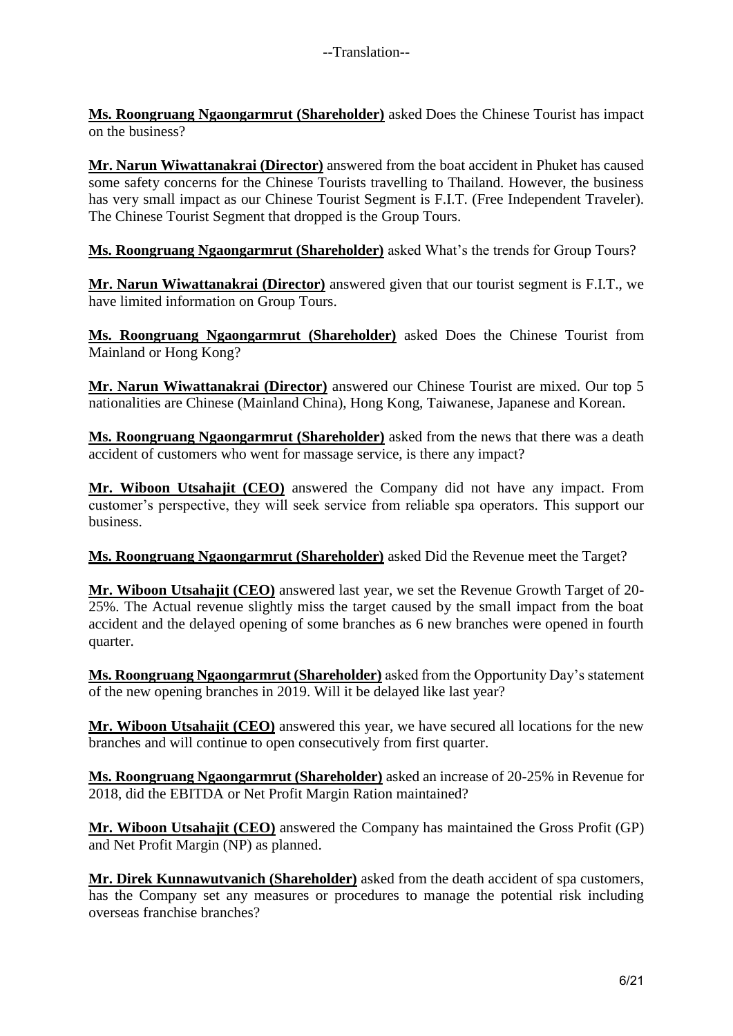--Translation--

**Ms. Roongruang Ngaongarmrut (Shareholder)** asked Does the Chinese Tourist has impact on the business?

**Mr. Narun Wiwattanakrai (Director)** answered from the boat accident in Phuket has caused some safety concerns for the Chinese Tourists travelling to Thailand. However, the business has very small impact as our Chinese Tourist Segment is F.I.T. (Free Independent Traveler). The Chinese Tourist Segment that dropped is the Group Tours.

**Ms. Roongruang Ngaongarmrut (Shareholder)** asked What's the trends for Group Tours?

**Mr. Narun Wiwattanakrai (Director)** answered given that our tourist segment is F.I.T., we have limited information on Group Tours.

**Ms. Roongruang Ngaongarmrut (Shareholder)** asked Does the Chinese Tourist from Mainland or Hong Kong?

**Mr. Narun Wiwattanakrai (Director)** answered our Chinese Tourist are mixed. Our top 5 nationalities are Chinese (Mainland China), Hong Kong, Taiwanese, Japanese and Korean.

**Ms. Roongruang Ngaongarmrut (Shareholder)** asked from the news that there was a death accident of customers who went for massage service, is there any impact?

**Mr. Wiboon Utsahajit (CEO)** answered the Company did not have any impact. From customer's perspective, they will seek service from reliable spa operators. This support our business.

**Ms. Roongruang Ngaongarmrut (Shareholder)** asked Did the Revenue meet the Target?

**Mr. Wiboon Utsahajit (CEO)** answered last year, we set the Revenue Growth Target of 20-25%. The Actual revenue slightly miss the target caused by the small impact from the boat accident and the delayed opening of some branches as 6 new branches were opened in fourth quarter.

**Ms. Roongruang Ngaongarmrut (Shareholder)** asked from the Opportunity Day's statement of the new opening branches in 2019. Will it be delayed like last year?

**Mr. Wiboon Utsahajit (CEO)** answered this year, we have secured all locations for the new branches and will continue to open consecutively from first quarter.

**Ms. Roongruang Ngaongarmrut (Shareholder)** asked an increase of 20-25% in Revenue for 2018, did the EBITDA or Net Profit Margin Ration maintained?

**Mr. Wiboon Utsahajit (CEO)** answered the Company has maintained the Gross Profit (GP) and Net Profit Margin (NP) as planned.

**Mr. Direk Kunnawutvanich (Shareholder)** asked from the death accident of spa customers, has the Company set any measures or procedures to manage the potential risk including overseas franchise branches?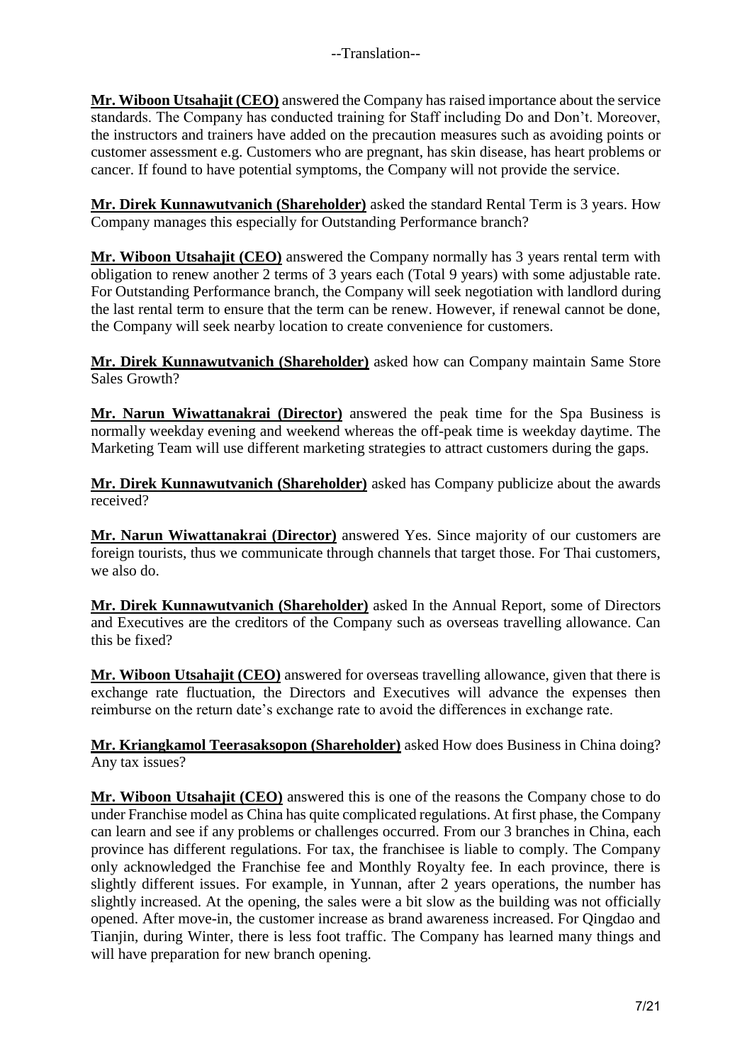--Translation--

**Mr. Wiboon Utsahajit (CEO)** answered the Company has raised importance about the service standards. The Company has conducted training for Staff including Do and Don't. Moreover, the instructors and trainers have added on the precaution measures such as avoiding points or customer assessment e.g. Customers who are pregnant, has skin disease, has heart problems or cancer. If found to have potential symptoms, the Company will not provide the service.

**Mr. Direk Kunnawutvanich (Shareholder)** asked the standard Rental Term is 3 years. How Company manages this especially for Outstanding Performance branch?

**Mr. Wiboon Utsahajit (CEO)** answered the Company normally has 3 years rental term with obligation to renew another 2 terms of 3 years each (Total 9 years) with some adjustable rate. For Outstanding Performance branch, the Company will seek negotiation with landlord during the last rental term to ensure that the term can be renew. However, if renewal cannot be done, the Company will seek nearby location to create convenience for customers.

**Mr. Direk Kunnawutvanich (Shareholder)** asked how can Company maintain Same Store Sales Growth?

**Mr. Narun Wiwattanakrai (Director)** answered the peak time for the Spa Business is normally weekday evening and weekend whereas the off-peak time is weekday daytime. The Marketing Team will use different marketing strategies to attract customers during the gaps.

**Mr. Direk Kunnawutvanich (Shareholder)** asked has Company publicize about the awards received?

**Mr. Narun Wiwattanakrai (Director)** answered Yes. Since majority of our customers are foreign tourists, thus we communicate through channels that target those. For Thai customers, we also do.

**Mr. Direk Kunnawutvanich (Shareholder)** asked In the Annual Report, some of Directors and Executives are the creditors of the Company such as overseas travelling allowance. Can this be fixed?

**Mr. Wiboon Utsahajit (CEO)** answered for overseas travelling allowance, given that there is exchange rate fluctuation, the Directors and Executives will advance the expenses then reimburse on the return date's exchange rate to avoid the differences in exchange rate.

**Mr. Kriangkamol Teerasaksopon (Shareholder)** asked How does Business in China doing? Any tax issues?

**Mr. Wiboon Utsahajit (CEO)** answered this is one of the reasons the Company chose to do under Franchise model as China has quite complicated regulations. At first phase, the Company can learn and see if any problems or challenges occurred. From our 3 branches in China, each province has different regulations. For tax, the franchisee is liable to comply. The Company only acknowledged the Franchise fee and Monthly Royalty fee. In each province, there is slightly different issues. For example, in Yunnan, after 2 years operations, the number has slightly increased. At the opening, the sales were a bit slow as the building was not officially opened. After move-in, the customer increase as brand awareness increased. For Qingdao and Tianjin, during Winter, there is less foot traffic. The Company has learned many things and will have preparation for new branch opening.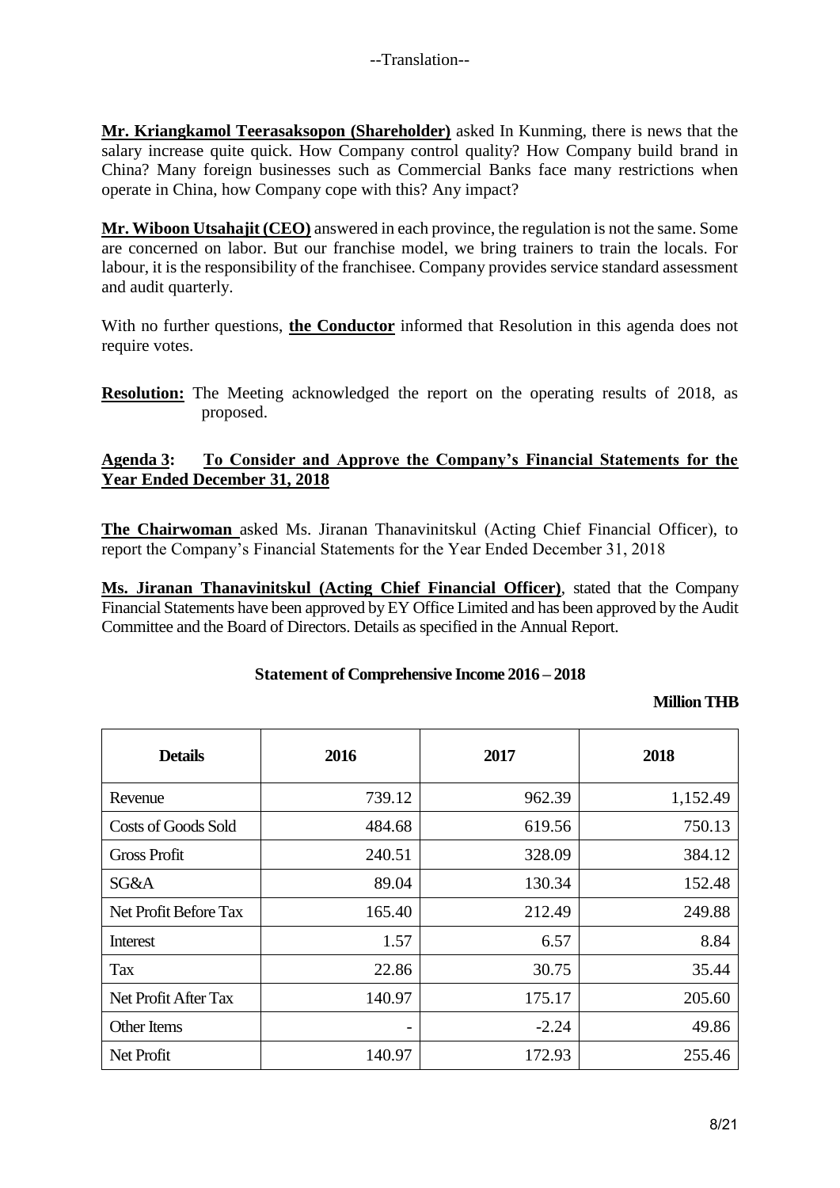--Translation--

**Mr. Kriangkamol Teerasaksopon (Shareholder)** asked In Kunming, there is news that the salary increase quite quick. How Company control quality? How Company build brand in China? Many foreign businesses such as Commercial Banks face many restrictions when operate in China, how Company cope with this? Any impact?

**Mr. Wiboon Utsahajit (CEO)** answered in each province, the regulation is not the same. Some are concerned on labor. But our franchise model, we bring trainers to train the locals. For labour, it is the responsibility of the franchisee. Company provides service standard assessment and audit quarterly.

With no further questions, **the Conductor** informed that Resolution in this agenda does not require votes.

**Resolution:** The Meeting acknowledged the report on the operating results of 2018, as proposed.

## Agenda 3: To Consider and Approve the Company's Financial Statements for the Year Ended December 31, 2018

**The Chairwoman** asked Ms. Jiranan Thanavinitskul (Acting Chief Financial Officer), to report the Company's Financial Statements for the Year Ended December 31, 2018

**Ms. Jiranan Thanavinitskul (Acting Chief Financial Officer)**, stated that the Company Financial Statements have been approved by EY Office Limited and has been approved by the Audit Committee and the Board of Directors. Details as specified in the Annual Report.

**Statement of Comprehensive Income 2016 – 2018**

**Million THB**

| Details | 2016 | 2017 | 2018 |
|---|---|---|---|
| Revenue | 739.12 | 962.39 | 1,152.49 |
| Costs of Goods Sold | 484.68 | 619.56 | 750.13 |
| Gross Profit | 240.51 | 328.09 | 384.12 |
| SG&A | 89.04 | 130.34 | 152.48 |
| Net Profit Before Tax | 165.40 | 212.49 | 249.88 |
| Interest | 1.57 | 6.57 | 8.84 |
| Tax | 22.86 | 30.75 | 35.44 |
| Net Profit After Tax | 140.97 | 175.17 | 205.60 |
| Other Items | - | -2.24 | 49.86 |
| Net Profit | 140.97 | 172.93 | 255.46 |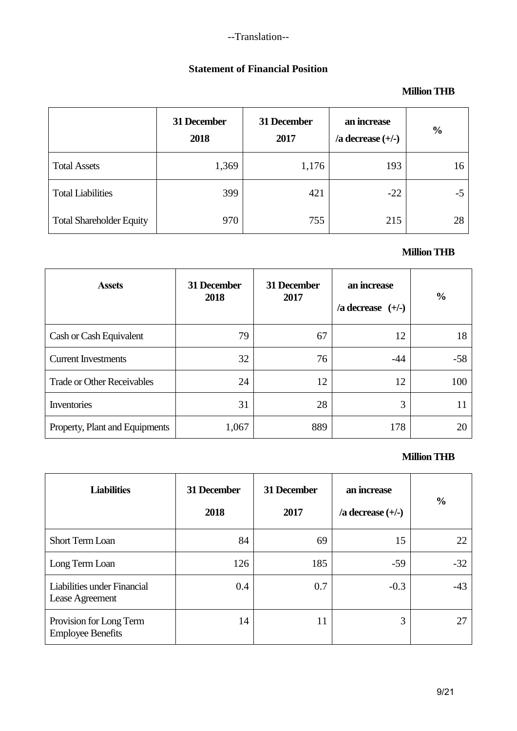--Translation--

## Statement of Financial Position

**Million THB**

| | 31 December 2018 | 31 December 2017 | an increase /a decrease (+/-) | % |
|---|---|---|---|---|
| Total Assets | 1,369 | 1,176 | 193 | 16 |
| Total Liabilities | 399 | 421 | -22 | -5 |
| Total Shareholder Equity | 970 | 755 | 215 | 28 |

**Million THB**

| Assets | 31 December 2018 | 31 December 2017 | an increase /a decrease (+/-) | % |
|---|---|---|---|---|
| Cash or Cash Equivalent | 79 | 67 | 12 | 18 |
| Current Investments | 32 | 76 | -44 | -58 |
| Trade or Other Receivables | 24 | 12 | 12 | 100 |
| Inventories | 31 | 28 | 3 | 11 |
| Property, Plant and Equipments | 1,067 | 889 | 178 | 20 |

**Million THB**

| Liabilities | 31 December 2018 | 31 December 2017 | an increase /a decrease (+/-) | % |
|---|---|---|---|---|
| Short Term Loan | 84 | 69 | 15 | 22 |
| Long Term Loan | 126 | 185 | -59 | -32 |
| Liabilities under Financial Lease Agreement | 0.4 | 0.7 | -0.3 | -43 |
| Provision for Long Term Employee Benefits | 14 | 11 | 3 | 27 |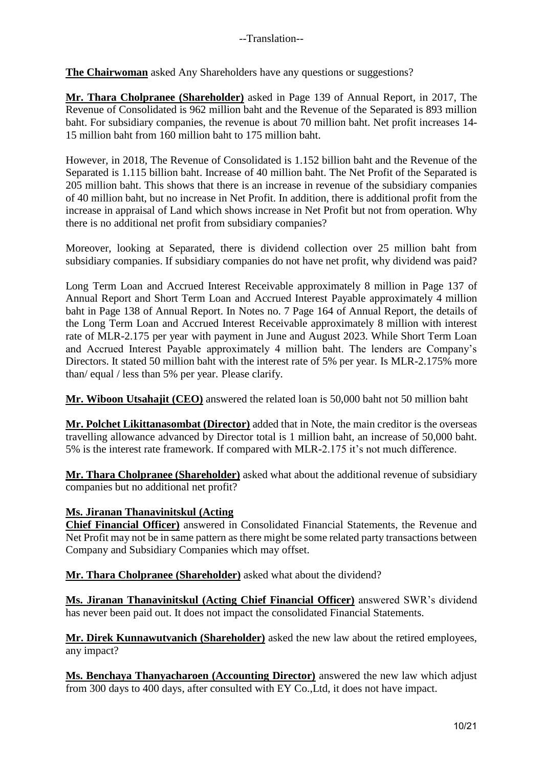--Translation--

**The Chairwoman** asked Any Shareholders have any questions or suggestions?

**Mr. Thara Cholpranee (Shareholder)** asked in Page 139 of Annual Report, in 2017, The Revenue of Consolidated is 962 million baht and the Revenue of the Separated is 893 million baht. For subsidiary companies, the revenue is about 70 million baht. Net profit increases 14-15 million baht from 160 million baht to 175 million baht.

However, in 2018, The Revenue of Consolidated is 1.152 billion baht and the Revenue of the Separated is 1.115 billion baht. Increase of 40 million baht. The Net Profit of the Separated is 205 million baht. This shows that there is an increase in revenue of the subsidiary companies of 40 million baht, but no increase in Net Profit. In addition, there is additional profit from the increase in appraisal of Land which shows increase in Net Profit but not from operation. Why there is no additional net profit from subsidiary companies?

Moreover, looking at Separated, there is dividend collection over 25 million baht from subsidiary companies. If subsidiary companies do not have net profit, why dividend was paid?

Long Term Loan and Accrued Interest Receivable approximately 8 million in Page 137 of Annual Report and Short Term Loan and Accrued Interest Payable approximately 4 million baht in Page 138 of Annual Report. In Notes no. 7 Page 164 of Annual Report, the details of the Long Term Loan and Accrued Interest Receivable approximately 8 million with interest rate of MLR-2.175 per year with payment in June and August 2023. While Short Term Loan and Accrued Interest Payable approximately 4 million baht. The lenders are Company's Directors. It stated 50 million baht with the interest rate of 5% per year. Is MLR-2.175% more than/ equal / less than 5% per year. Please clarify.

**Mr. Wiboon Utsahajit (CEO)** answered the related loan is 50,000 baht not 50 million baht

**Mr. Polchet Likittanasombat (Director)** added that in Note, the main creditor is the overseas travelling allowance advanced by Director total is 1 million baht, an increase of 50,000 baht. 5% is the interest rate framework. If compared with MLR-2.175 it's not much difference.

**Mr. Thara Cholpranee (Shareholder)** asked what about the additional revenue of subsidiary companies but no additional net profit?

**Ms. Jiranan Thanavinitskul (Acting Chief Financial Officer)** answered in Consolidated Financial Statements, the Revenue and Net Profit may not be in same pattern as there might be some related party transactions between Company and Subsidiary Companies which may offset.

**Mr. Thara Cholpranee (Shareholder)** asked what about the dividend?

**Ms. Jiranan Thanavinitskul (Acting Chief Financial Officer)** answered SWR's dividend has never been paid out. It does not impact the consolidated Financial Statements.

**Mr. Direk Kunnawutvanich (Shareholder)** asked the new law about the retired employees, any impact?

**Ms. Benchaya Thanyacharoen (Accounting Director)** answered the new law which adjust from 300 days to 400 days, after consulted with EY Co.,Ltd, it does not have impact.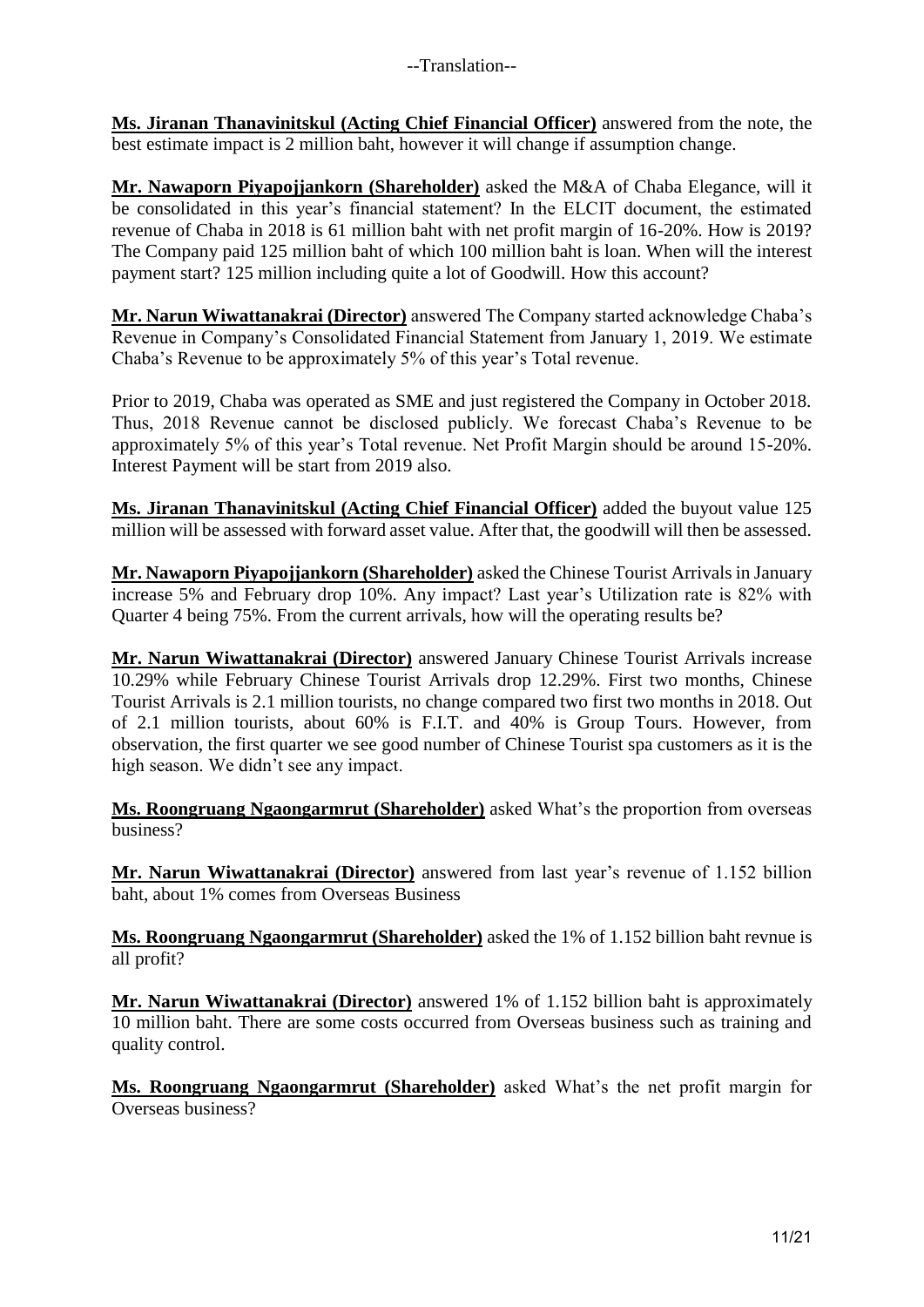--Translation--

**Ms. Jiranan Thanavinitskul (Acting Chief Financial Officer)** answered from the note, the best estimate impact is 2 million baht, however it will change if assumption change.

**Mr. Nawaporn Piyapojjankorn (Shareholder)** asked the M&A of Chaba Elegance, will it be consolidated in this year's financial statement? In the ELCIT document, the estimated revenue of Chaba in 2018 is 61 million baht with net profit margin of 16-20%. How is 2019? The Company paid 125 million baht of which 100 million baht is loan. When will the interest payment start? 125 million including quite a lot of Goodwill. How this account?

**Mr. Narun Wiwattanakrai (Director)** answered The Company started acknowledge Chaba's Revenue in Company's Consolidated Financial Statement from January 1, 2019. We estimate Chaba's Revenue to be approximately 5% of this year's Total revenue.

Prior to 2019, Chaba was operated as SME and just registered the Company in October 2018. Thus, 2018 Revenue cannot be disclosed publicly. We forecast Chaba's Revenue to be approximately 5% of this year's Total revenue. Net Profit Margin should be around 15-20%. Interest Payment will be start from 2019 also.

**Ms. Jiranan Thanavinitskul (Acting Chief Financial Officer)** added the buyout value 125 million will be assessed with forward asset value. After that, the goodwill will then be assessed.

**Mr. Nawaporn Piyapojjankorn (Shareholder)** asked the Chinese Tourist Arrivals in January increase 5% and February drop 10%. Any impact? Last year's Utilization rate is 82% with Quarter 4 being 75%. From the current arrivals, how will the operating results be?

**Mr. Narun Wiwattanakrai (Director)** answered January Chinese Tourist Arrivals increase 10.29% while February Chinese Tourist Arrivals drop 12.29%. First two months, Chinese Tourist Arrivals is 2.1 million tourists, no change compared two first two months in 2018. Out of 2.1 million tourists, about 60% is F.I.T. and 40% is Group Tours. However, from observation, the first quarter we see good number of Chinese Tourist spa customers as it is the high season. We didn't see any impact.

**Ms. Roongruang Ngaongarmrut (Shareholder)** asked What's the proportion from overseas business?

**Mr. Narun Wiwattanakrai (Director)** answered from last year's revenue of 1.152 billion baht, about 1% comes from Overseas Business

**Ms. Roongruang Ngaongarmrut (Shareholder)** asked the 1% of 1.152 billion baht revnue is all profit?

**Mr. Narun Wiwattanakrai (Director)** answered 1% of 1.152 billion baht is approximately 10 million baht. There are some costs occurred from Overseas business such as training and quality control.

**Ms. Roongruang Ngaongarmrut (Shareholder)** asked What's the net profit margin for Overseas business?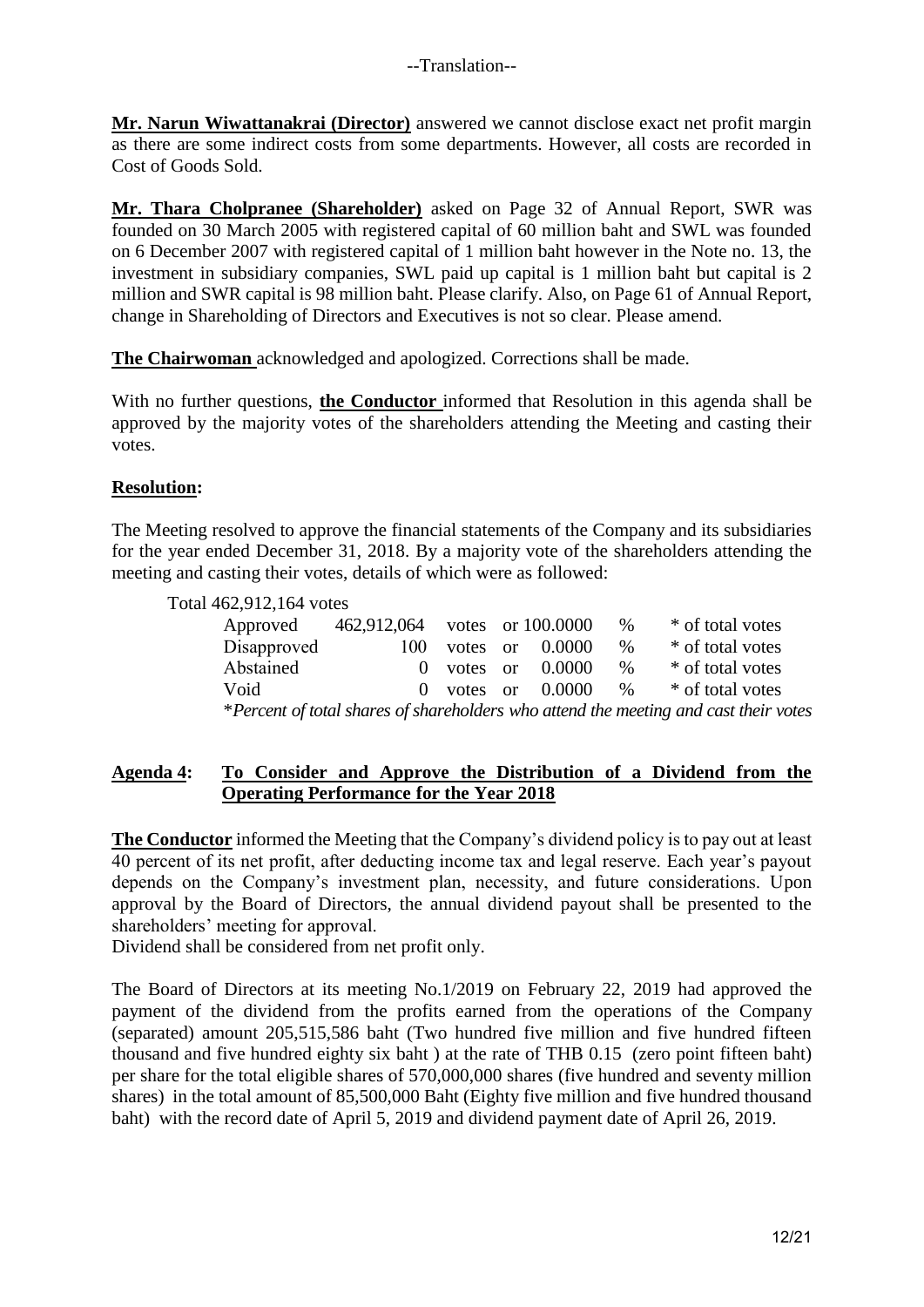--Translation--

**Mr. Narun Wiwattanakrai (Director)** answered we cannot disclose exact net profit margin as there are some indirect costs from some departments. However, all costs are recorded in Cost of Goods Sold.

**Mr. Thara Cholpranee (Shareholder)** asked on Page 32 of Annual Report, SWR was founded on 30 March 2005 with registered capital of 60 million baht and SWL was founded on 6 December 2007 with registered capital of 1 million baht however in the Note no. 13, the investment in subsidiary companies, SWL paid up capital is 1 million baht but capital is 2 million and SWR capital is 98 million baht. Please clarify. Also, on Page 61 of Annual Report, change in Shareholding of Directors and Executives is not so clear. Please amend.

**The Chairwoman** acknowledged and apologized. Corrections shall be made.

With no further questions, **the Conductor** informed that Resolution in this agenda shall be approved by the majority votes of the shareholders attending the Meeting and casting their votes.

**Resolution:**

The Meeting resolved to approve the financial statements of the Company and its subsidiaries for the year ended December 31, 2018. By a majority vote of the shareholders attending the meeting and casting their votes, details of which were as followed:

Total 462,912,164 votes

| | | | | | |
|---|---|---|---|---|---|
| Approved | 462,912,064 | votes or | 100.0000 | % | * of total votes |
| Disapproved | 100 | votes or | 0.0000 | % | * of total votes |
| Abstained | 0 | votes or | 0.0000 | % | * of total votes |
| Void | 0 | votes or | 0.0000 | % | * of total votes |

**Percent of total shares of shareholders who attend the meeting and cast their votes*

**Agenda 4: To Consider and Approve the Distribution of a Dividend from the Operating Performance for the Year 2018**

**The Conductor** informed the Meeting that the Company's dividend policy is to pay out at least 40 percent of its net profit, after deducting income tax and legal reserve. Each year's payout depends on the Company's investment plan, necessity, and future considerations. Upon approval by the Board of Directors, the annual dividend payout shall be presented to the shareholders' meeting for approval.
Dividend shall be considered from net profit only.

The Board of Directors at its meeting No.1/2019 on February 22, 2019 had approved the payment of the dividend from the profits earned from the operations of the Company (separated) amount 205,515,586 baht (Two hundred five million and five hundred fifteen thousand and five hundred eighty six baht ) at the rate of THB 0.15 (zero point fifteen baht) per share for the total eligible shares of 570,000,000 shares (five hundred and seventy million shares) in the total amount of 85,500,000 Baht (Eighty five million and five hundred thousand baht) with the record date of April 5, 2019 and dividend payment date of April 26, 2019.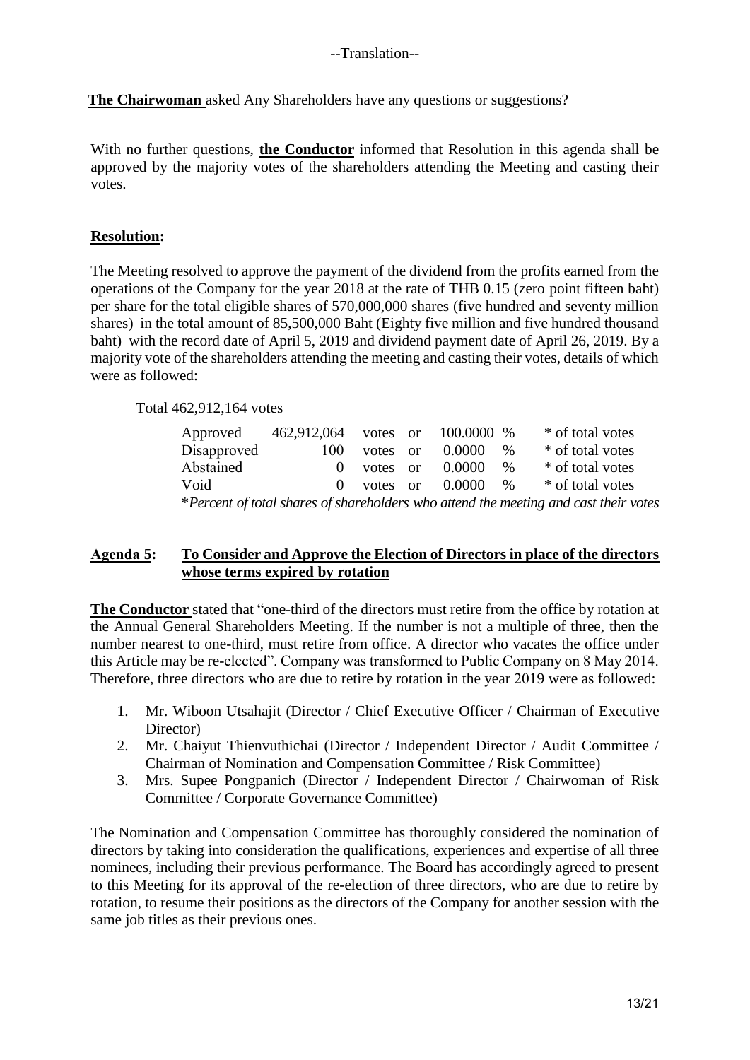--Translation--

**The Chairwoman** asked Any Shareholders have any questions or suggestions?

With no further questions, **the Conductor** informed that Resolution in this agenda shall be approved by the majority votes of the shareholders attending the Meeting and casting their votes.

**Resolution:**

The Meeting resolved to approve the payment of the dividend from the profits earned from the operations of the Company for the year 2018 at the rate of THB 0.15 (zero point fifteen baht) per share for the total eligible shares of 570,000,000 shares (five hundred and seventy million shares) in the total amount of 85,500,000 Baht (Eighty five million and five hundred thousand baht) with the record date of April 5, 2019 and dividend payment date of April 26, 2019. By a majority vote of the shareholders attending the meeting and casting their votes, details of which were as followed:

Total 462,912,164 votes

| | | | | | | |
|---|---|---|---|---|---|---|
| Approved | 462,912,064 | votes | or | 100.0000 | % | * of total votes |
| Disapproved | 100 | votes | or | 0.0000 | % | * of total votes |
| Abstained | 0 | votes | or | 0.0000 | % | * of total votes |
| Void | 0 | votes | or | 0.0000 | % | * of total votes |

**Percent of total shares of shareholders who attend the meeting and cast their votes*

## Agenda 5: To Consider and Approve the Election of Directors in place of the directors whose terms expired by rotation

**The Conductor** stated that "one-third of the directors must retire from the office by rotation at the Annual General Shareholders Meeting. If the number is not a multiple of three, then the number nearest to one-third, must retire from office. A director who vacates the office under this Article may be re-elected". Company was transformed to Public Company on 8 May 2014. Therefore, three directors who are due to retire by rotation in the year 2019 were as followed:

1. Mr. Wiboon Utsahajit (Director / Chief Executive Officer / Chairman of Executive Director)
2. Mr. Chaiyut Thienvuthichai (Director / Independent Director / Audit Committee / Chairman of Nomination and Compensation Committee / Risk Committee)
3. Mrs. Supee Pongpanich (Director / Independent Director / Chairwoman of Risk Committee / Corporate Governance Committee)

The Nomination and Compensation Committee has thoroughly considered the nomination of directors by taking into consideration the qualifications, experiences and expertise of all three nominees, including their previous performance. The Board has accordingly agreed to present to this Meeting for its approval of the re-election of three directors, who are due to retire by rotation, to resume their positions as the directors of the Company for another session with the same job titles as their previous ones.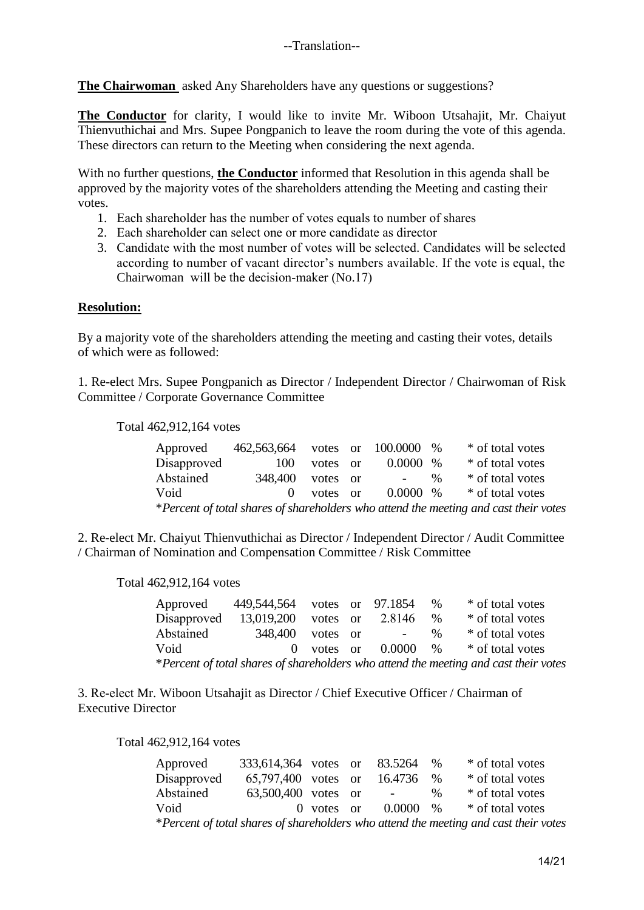--Translation--

**The Chairwoman** asked Any Shareholders have any questions or suggestions?

**The Conductor** for clarity, I would like to invite Mr. Wiboon Utsahajit, Mr. Chaiyut Thienvuthichai and Mrs. Supee Pongpanich to leave the room during the vote of this agenda. These directors can return to the Meeting when considering the next agenda.

With no further questions, **the Conductor** informed that Resolution in this agenda shall be approved by the majority votes of the shareholders attending the Meeting and casting their votes.

1. Each shareholder has the number of votes equals to number of shares
2. Each shareholder can select one or more candidate as director
3. Candidate with the most number of votes will be selected. Candidates will be selected according to number of vacant director's numbers available. If the vote is equal, the Chairwoman will be the decision-maker (No.17)

**Resolution:**

By a majority vote of the shareholders attending the meeting and casting their votes, details of which were as followed:

1. Re-elect Mrs. Supee Pongpanich as Director / Independent Director / Chairwoman of Risk Committee / Corporate Governance Committee

Total 462,912,164 votes

| | | | | | | |
|---|---|---|---|---|---|---|
| Approved | 462,563,664 | votes | or | 100.0000 | % | * of total votes |
| Disapproved | 100 | votes | or | 0.0000 | % | * of total votes |
| Abstained | 348,400 | votes | or | - | % | * of total votes |
| Void | 0 | votes | or | 0.0000 | % | * of total votes |

*\*Percent of total shares of shareholders who attend the meeting and cast their votes*

2. Re-elect Mr. Chaiyut Thienvuthichai as Director / Independent Director / Audit Committee / Chairman of Nomination and Compensation Committee / Risk Committee

Total 462,912,164 votes

| | | | | | | |
|---|---|---|---|---|---|---|
| Approved | 449,544,564 | votes | or | 97.1854 | % | * of total votes |
| Disapproved | 13,019,200 | votes | or | 2.8146 | % | * of total votes |
| Abstained | 348,400 | votes | or | - | % | * of total votes |
| Void | 0 | votes | or | 0.0000 | % | * of total votes |

*\*Percent of total shares of shareholders who attend the meeting and cast their votes*

3. Re-elect Mr. Wiboon Utsahajit as Director / Chief Executive Officer / Chairman of Executive Director

Total 462,912,164 votes

| | | | | | | |
|---|---|---|---|---|---|---|
| Approved | 333,614,364 | votes | or | 83.5264 | % | * of total votes |
| Disapproved | 65,797,400 | votes | or | 16.4736 | % | * of total votes |
| Abstained | 63,500,400 | votes | or | - | % | * of total votes |
| Void | 0 | votes | or | 0.0000 | % | * of total votes |

*\*Percent of total shares of shareholders who attend the meeting and cast their votes*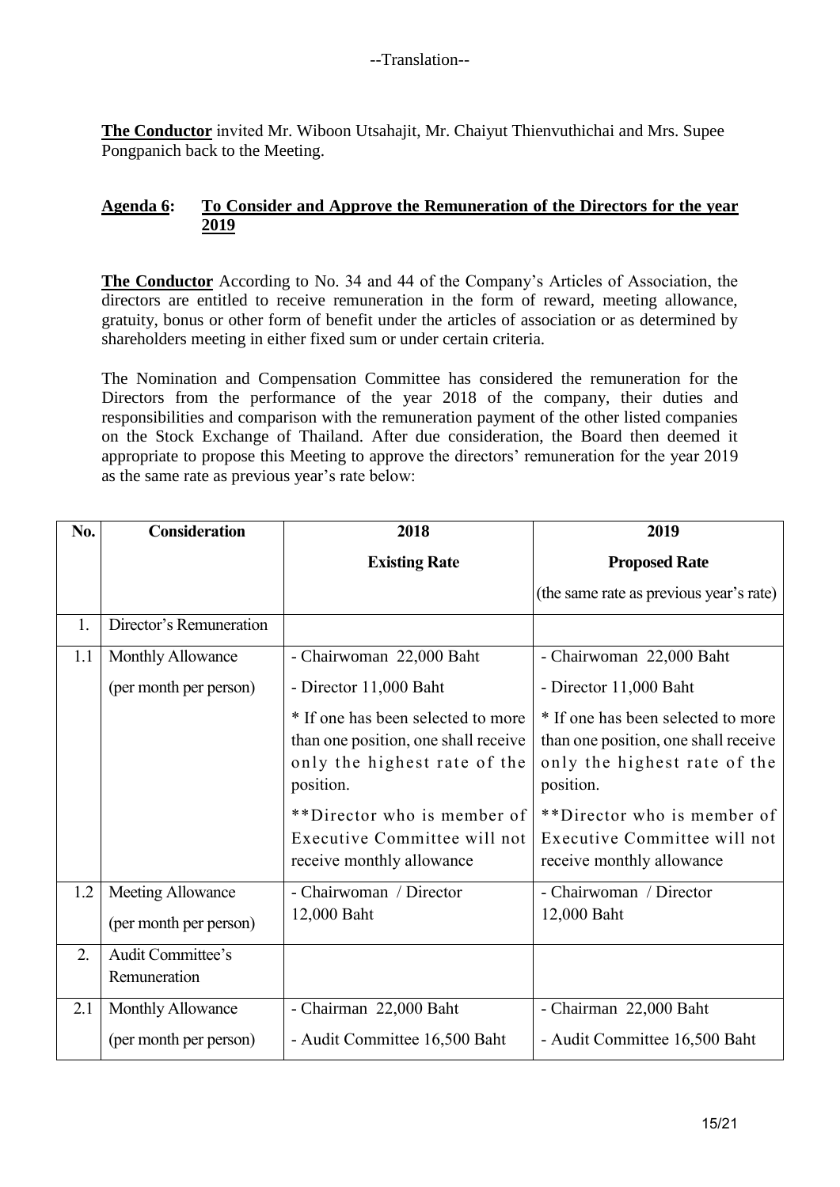--Translation--

**The Conductor** invited Mr. Wiboon Utsahajit, Mr. Chaiyut Thienvuthichai and Mrs. Supee Pongpanich back to the Meeting.

## Agenda 6: To Consider and Approve the Remuneration of the Directors for the year 2019

**The Conductor** According to No. 34 and 44 of the Company's Articles of Association, the directors are entitled to receive remuneration in the form of reward, meeting allowance, gratuity, bonus or other form of benefit under the articles of association or as determined by shareholders meeting in either fixed sum or under certain criteria.

The Nomination and Compensation Committee has considered the remuneration for the Directors from the performance of the year 2018 of the company, their duties and responsibilities and comparison with the remuneration payment of the other listed companies on the Stock Exchange of Thailand. After due consideration, the Board then deemed it appropriate to propose this Meeting to approve the directors' remuneration for the year 2019 as the same rate as previous year's rate below:

| No. | Consideration | 2018<br>Existing Rate | 2019<br>Proposed Rate<br>(the same rate as previous year's rate) |
|---|---|---|---|
| 1. | Director's Remuneration | | |
| 1.1 | Monthly Allowance<br>(per month per person) | - Chairwoman 22,000 Baht<br>- Director 11,000 Baht<br>* If one has been selected to more than one position, one shall receive only the highest rate of the position.<br>**Director who is member of Executive Committee will not receive monthly allowance | - Chairwoman 22,000 Baht<br>- Director 11,000 Baht<br>* If one has been selected to more than one position, one shall receive only the highest rate of the position.<br>**Director who is member of Executive Committee will not receive monthly allowance |
| 1.2 | Meeting Allowance<br>(per month per person) | - Chairwoman / Director<br>12,000 Baht | - Chairwoman / Director<br>12,000 Baht |
| 2. | Audit Committee's Remuneration | | |
| 2.1 | Monthly Allowance<br>(per month per person) | - Chairman 22,000 Baht<br>- Audit Committee 16,500 Baht | - Chairman 22,000 Baht<br>- Audit Committee 16,500 Baht |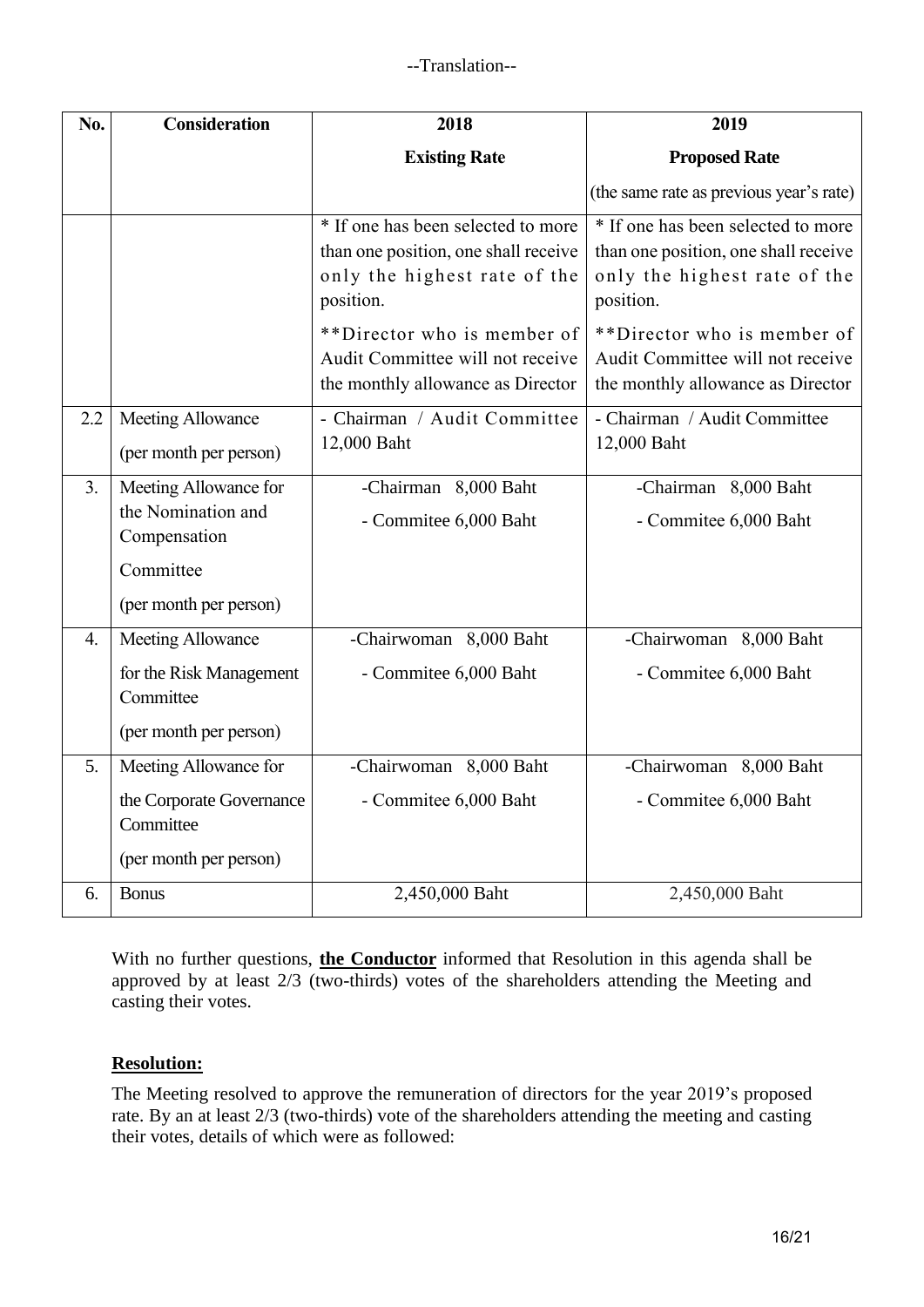--Translation--

| No. | Consideration | 2018<br>Existing Rate | 2019<br>Proposed Rate<br>(the same rate as previous year's rate) |
|---|---|---|---|
| | | * If one has been selected to more than one position, one shall receive only the highest rate of the position.<br>**Director who is member of Audit Committee will not receive the monthly allowance as Director | * If one has been selected to more than one position, one shall receive only the highest rate of the position.<br>**Director who is member of Audit Committee will not receive the monthly allowance as Director |
| 2.2 | Meeting Allowance (per month per person) | - Chairman / Audit Committee 12,000 Baht | - Chairman / Audit Committee 12,000 Baht |
| 3. | Meeting Allowance for the Nomination and Compensation Committee (per month per person) | -Chairman 8,000 Baht<br>- Commitee 6,000 Baht | -Chairman 8,000 Baht<br>- Commitee 6,000 Baht |
| 4. | Meeting Allowance for the Risk Management Committee (per month per person) | -Chairwoman 8,000 Baht<br>- Commitee 6,000 Baht | -Chairwoman 8,000 Baht<br>- Commitee 6,000 Baht |
| 5. | Meeting Allowance for the Corporate Governance Committee (per month per person) | -Chairwoman 8,000 Baht<br>- Commitee 6,000 Baht | -Chairwoman 8,000 Baht<br>- Commitee 6,000 Baht |
| 6. | Bonus | 2,450,000 Baht | 2,450,000 Baht |

With no further questions, **the Conductor** informed that Resolution in this agenda shall be approved by at least 2/3 (two-thirds) votes of the shareholders attending the Meeting and casting their votes.

**Resolution:**

The Meeting resolved to approve the remuneration of directors for the year 2019's proposed rate. By an at least 2/3 (two-thirds) vote of the shareholders attending the meeting and casting their votes, details of which were as followed: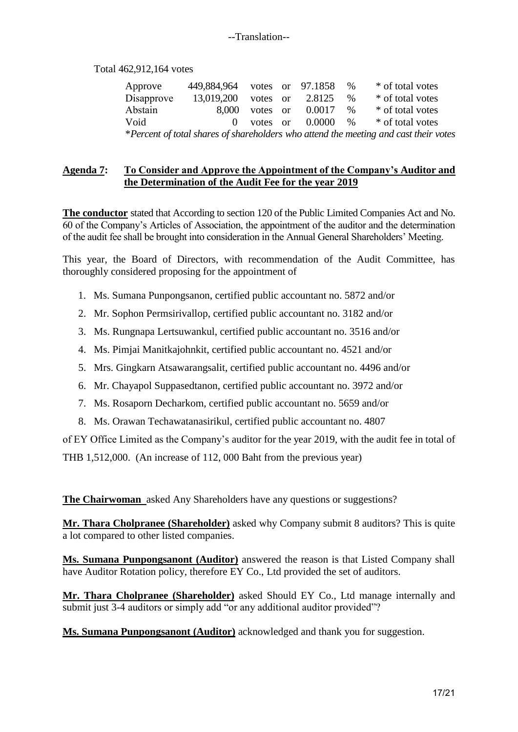--Translation--

Total 462,912,164 votes

| | | | | |
|---|---|---|---|---|
| Approve | 449,884,964 | votes or | 97.1858 % | * of total votes |
| Disapprove | 13,019,200 | votes or | 2.8125 % | * of total votes |
| Abstain | 8,000 | votes or | 0.0017 % | * of total votes |
| Void | 0 | votes or | 0.0000 % | * of total votes |

*\*Percent of total shares of shareholders who attend the meeting and cast their votes*

## **Agenda 7: To Consider and Approve the Appointment of the Company's Auditor and the Determination of the Audit Fee for the year 2019**

**The conductor** stated that According to section 120 of the Public Limited Companies Act and No. 60 of the Company's Articles of Association, the appointment of the auditor and the determination of the audit fee shall be brought into consideration in the Annual General Shareholders' Meeting.

This year, the Board of Directors, with recommendation of the Audit Committee, has thoroughly considered proposing for the appointment of

1. Ms. Sumana Punpongsanon, certified public accountant no. 5872 and/or
2. Mr. Sophon Permsirivallop, certified public accountant no. 3182 and/or
3. Ms. Rungnapa Lertsuwankul, certified public accountant no. 3516 and/or
4. Ms. Pimjai Manitkajohnkit, certified public accountant no. 4521 and/or
5. Mrs. Gingkarn Atsawarangsalit, certified public accountant no. 4496 and/or
6. Mr. Chayapol Suppasedtanon, certified public accountant no. 3972 and/or
7. Ms. Rosaporn Decharkom, certified public accountant no. 5659 and/or
8. Ms. Orawan Techawatanasirikul, certified public accountant no. 4807

of EY Office Limited as the Company's auditor for the year 2019, with the audit fee in total of THB 1,512,000. (An increase of 112, 000 Baht from the previous year)

**The Chairwoman** asked Any Shareholders have any questions or suggestions?

**Mr. Thara Cholpranee (Shareholder)** asked why Company submit 8 auditors? This is quite a lot compared to other listed companies.

**Ms. Sumana Punpongsanont (Auditor)** answered the reason is that Listed Company shall have Auditor Rotation policy, therefore EY Co., Ltd provided the set of auditors.

**Mr. Thara Cholpranee (Shareholder)** asked Should EY Co., Ltd manage internally and submit just 3-4 auditors or simply add "or any additional auditor provided"?

**Ms. Sumana Punpongsanont (Auditor)** acknowledged and thank you for suggestion.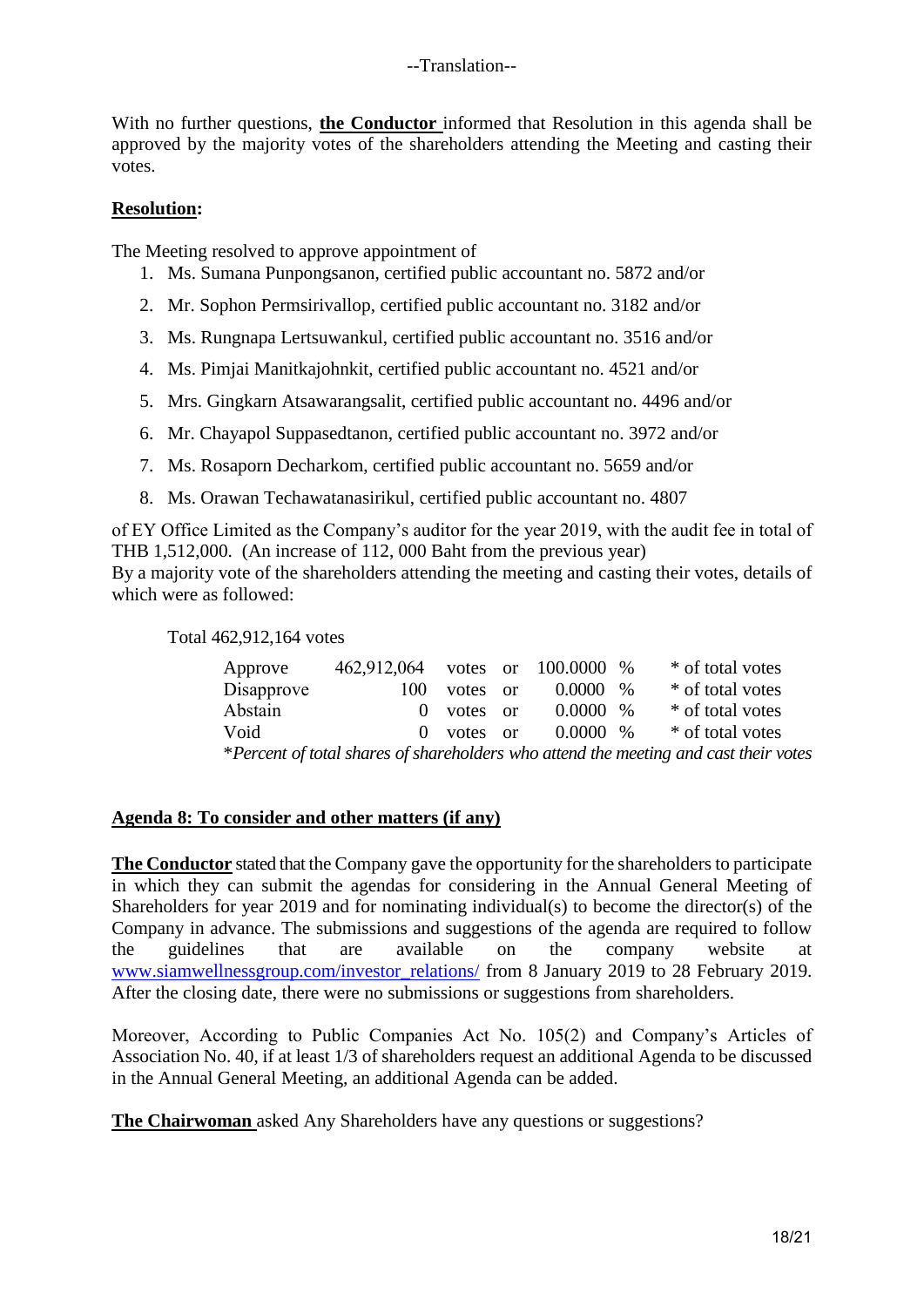--Translation--

With no further questions, **the Conductor** informed that Resolution in this agenda shall be approved by the majority votes of the shareholders attending the Meeting and casting their votes.

**Resolution:**

The Meeting resolved to approve appointment of

1. Ms. Sumana Punpongsanon, certified public accountant no. 5872 and/or
2. Mr. Sophon Permsirivallop, certified public accountant no. 3182 and/or
3. Ms. Rungnapa Lertsuwankul, certified public accountant no. 3516 and/or
4. Ms. Pimjai Manitkajohnkit, certified public accountant no. 4521 and/or
5. Mrs. Gingkarn Atsawarangsalit, certified public accountant no. 4496 and/or
6. Mr. Chayapol Suppasedtanon, certified public accountant no. 3972 and/or
7. Ms. Rosaporn Decharkom, certified public accountant no. 5659 and/or
8. Ms. Orawan Techawatanasirikul, certified public accountant no. 4807

of EY Office Limited as the Company's auditor for the year 2019, with the audit fee in total of THB 1,512,000. (An increase of 112, 000 Baht from the previous year)
By a majority vote of the shareholders attending the meeting and casting their votes, details of which were as followed:

Total 462,912,164 votes

| | | | | | | |
|---|---|---|---|---|---|---|
| Approve | 462,912,064 | votes | or | 100.0000 | % | * of total votes |
| Disapprove | 100 | votes | or | 0.0000 | % | * of total votes |
| Abstain | 0 | votes | or | 0.0000 | % | * of total votes |
| Void | 0 | votes | or | 0.0000 | % | * of total votes |

*\*Percent of total shares of shareholders who attend the meeting and cast their votes*

**Agenda 8: To consider and other matters (if any)**

**The Conductor** stated that the Company gave the opportunity for the shareholders to participate in which they can submit the agendas for considering in the Annual General Meeting of Shareholders for year 2019 and for nominating individual(s) to become the director(s) of the Company in advance. The submissions and suggestions of the agenda are required to follow the guidelines that are available on the company website at www.siamwellnessgroup.com/investor_relations/ from 8 January 2019 to 28 February 2019. After the closing date, there were no submissions or suggestions from shareholders.

Moreover, According to Public Companies Act No. 105(2) and Company's Articles of Association No. 40, if at least 1/3 of shareholders request an additional Agenda to be discussed in the Annual General Meeting, an additional Agenda can be added.

**The Chairwoman** asked Any Shareholders have any questions or suggestions?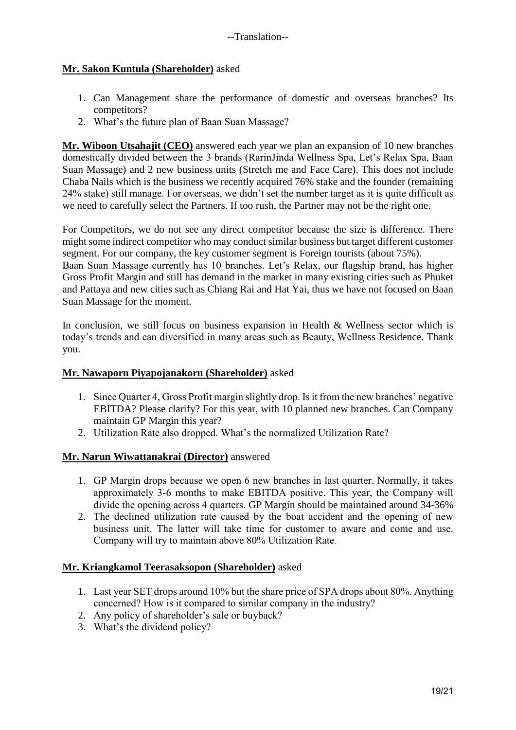--Translation--

**Mr. Sakon Kuntula (Shareholder)** asked

1. Can Management share the performance of domestic and overseas branches? Its competitors?
2. What's the future plan of Baan Suan Massage?

**Mr. Wiboon Utsahajit (CEO)** answered each year we plan an expansion of 10 new branches domestically divided between the 3 brands (RarinJinda Wellness Spa, Let's Relax Spa, Baan Suan Massage) and 2 new business units (Stretch me and Face Care). This does not include Chaba Nails which is the business we recently acquired 76% stake and the founder (remaining 24% stake) still manage. For overseas, we didn't set the number target as it is quite difficult as we need to carefully select the Partners. If too rush, the Partner may not be the right one.

For Competitors, we do not see any direct competitor because the size is difference. There might some indirect competitor who may conduct similar business but target different customer segment. For our company, the key customer segment is Foreign tourists (about 75%).
Baan Suan Massage currently has 10 branches. Let's Relax, our flagship brand, has higher Gross Profit Margin and still has demand in the market in many existing cities such as Phuket and Pattaya and new cities such as Chiang Rai and Hat Yai, thus we have not focused on Baan Suan Massage for the moment.

In conclusion, we still focus on business expansion in Health & Wellness sector which is today's trends and can diversified in many areas such as Beauty, Wellness Residence. Thank you.

**Mr. Nawaporn Piyapojanakorn (Shareholder)** asked

1. Since Quarter 4, Gross Profit margin slightly drop. Is it from the new branches' negative EBITDA? Please clarify? For this year, with 10 planned new branches. Can Company maintain GP Margin this year?
2. Utilization Rate also dropped. What's the normalized Utilization Rate?

**Mr. Narun Wiwattanakrai (Director)** answered

1. GP Margin drops because we open 6 new branches in last quarter. Normally, it takes approximately 3-6 months to make EBITDA positive. This year, the Company will divide the opening across 4 quarters. GP Margin should be maintained around 34-36%
2. The declined utilization rate caused by the boat accident and the opening of new business unit. The latter will take time for customer to aware and come and use. Company will try to maintain above 80% Utilization Rate.

**Mr. Kriangkamol Teerasaksopon (Shareholder)** asked

1. Last year SET drops around 10% but the share price of SPA drops about 80%. Anything concerned? How is it compared to similar company in the industry?
2. Any policy of shareholder's sale or buyback?
3. What's the dividend policy?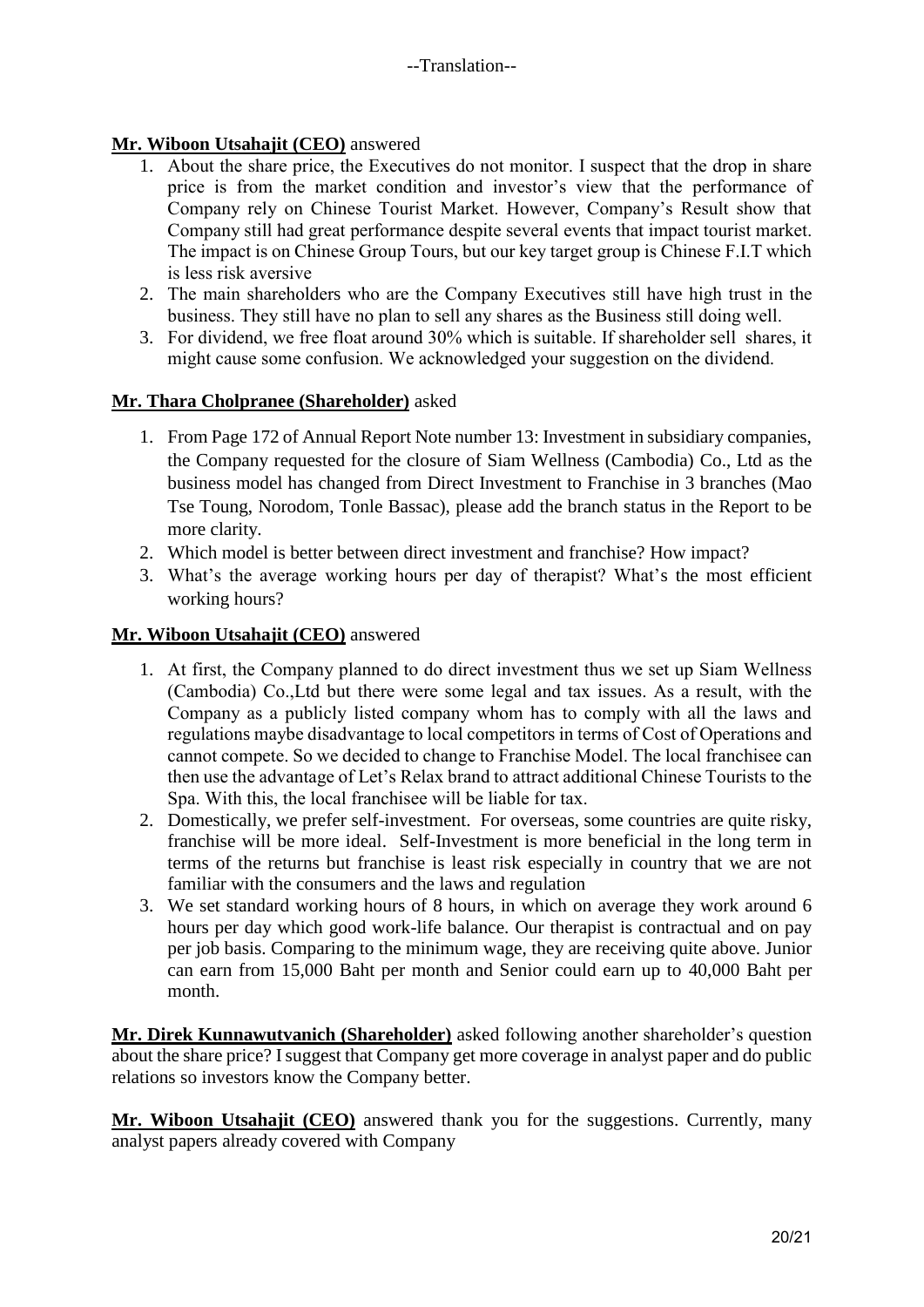--Translation--

**Mr. Wiboon Utsahajit (CEO)** answered

1. About the share price, the Executives do not monitor. I suspect that the drop in share price is from the market condition and investor's view that the performance of Company rely on Chinese Tourist Market. However, Company's Result show that Company still had great performance despite several events that impact tourist market. The impact is on Chinese Group Tours, but our key target group is Chinese F.I.T which is less risk aversive
2. The main shareholders who are the Company Executives still have high trust in the business. They still have no plan to sell any shares as the Business still doing well.
3. For dividend, we free float around 30% which is suitable. If shareholder sell shares, it might cause some confusion. We acknowledged your suggestion on the dividend.

**Mr. Thara Cholpranee (Shareholder)** asked

1. From Page 172 of Annual Report Note number 13: Investment in subsidiary companies, the Company requested for the closure of Siam Wellness (Cambodia) Co., Ltd as the business model has changed from Direct Investment to Franchise in 3 branches (Mao Tse Toung, Norodom, Tonle Bassac), please add the branch status in the Report to be more clarity.
2. Which model is better between direct investment and franchise? How impact?
3. What's the average working hours per day of therapist? What's the most efficient working hours?

**Mr. Wiboon Utsahajit (CEO)** answered

1. At first, the Company planned to do direct investment thus we set up Siam Wellness (Cambodia) Co.,Ltd but there were some legal and tax issues. As a result, with the Company as a publicly listed company whom has to comply with all the laws and regulations maybe disadvantage to local competitors in terms of Cost of Operations and cannot compete. So we decided to change to Franchise Model. The local franchisee can then use the advantage of Let's Relax brand to attract additional Chinese Tourists to the Spa. With this, the local franchisee will be liable for tax.
2. Domestically, we prefer self-investment. For overseas, some countries are quite risky, franchise will be more ideal. Self-Investment is more beneficial in the long term in terms of the returns but franchise is least risk especially in country that we are not familiar with the consumers and the laws and regulation
3. We set standard working hours of 8 hours, in which on average they work around 6 hours per day which good work-life balance. Our therapist is contractual and on pay per job basis. Comparing to the minimum wage, they are receiving quite above. Junior can earn from 15,000 Baht per month and Senior could earn up to 40,000 Baht per month.

**Mr. Direk Kunnawutvanich (Shareholder)** asked following another shareholder's question about the share price? I suggest that Company get more coverage in analyst paper and do public relations so investors know the Company better.

**Mr. Wiboon Utsahajit (CEO)** answered thank you for the suggestions. Currently, many analyst papers already covered with Company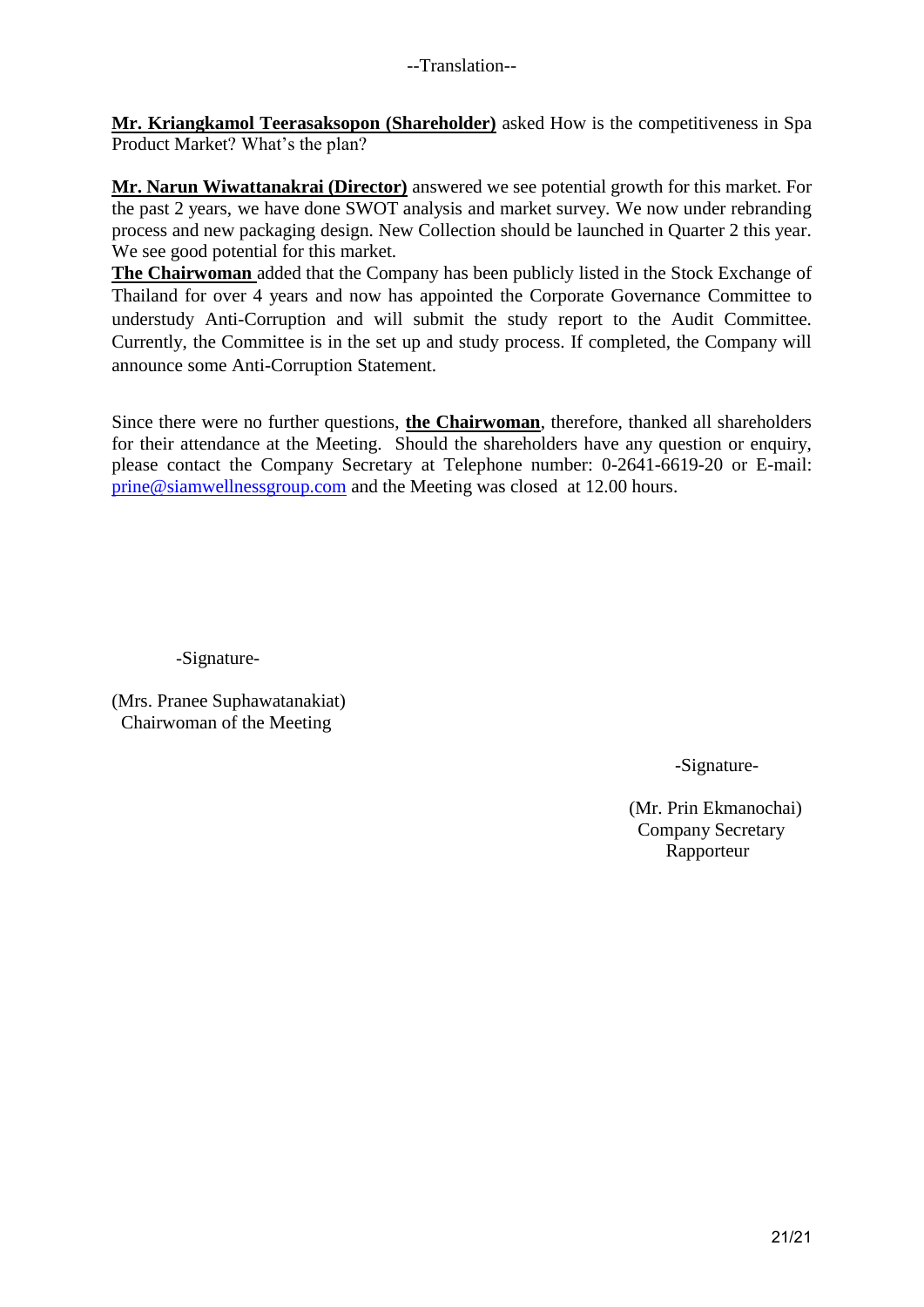--Translation--

**Mr. Kriangkamol Teerasaksopon (Shareholder)** asked How is the competitiveness in Spa Product Market? What's the plan?

**Mr. Narun Wiwattanakrai (Director)** answered we see potential growth for this market. For the past 2 years, we have done SWOT analysis and market survey. We now under rebranding process and new packaging design. New Collection should be launched in Quarter 2 this year. We see good potential for this market.

**The Chairwoman** added that the Company has been publicly listed in the Stock Exchange of Thailand for over 4 years and now has appointed the Corporate Governance Committee to understudy Anti-Corruption and will submit the study report to the Audit Committee. Currently, the Committee is in the set up and study process. If completed, the Company will announce some Anti-Corruption Statement.

Since there were no further questions, **the Chairwoman**, therefore, thanked all shareholders for their attendance at the Meeting. Should the shareholders have any question or enquiry, please contact the Company Secretary at Telephone number: 0-2641-6619-20 or E-mail: prine@siamwellnessgroup.com and the Meeting was closed at 12.00 hours.

-Signature-

(Mrs. Pranee Suphawatanakiat)
Chairwoman of the Meeting

-Signature-

(Mr. Prin Ekmanochai)
Company Secretary
Rapporteur